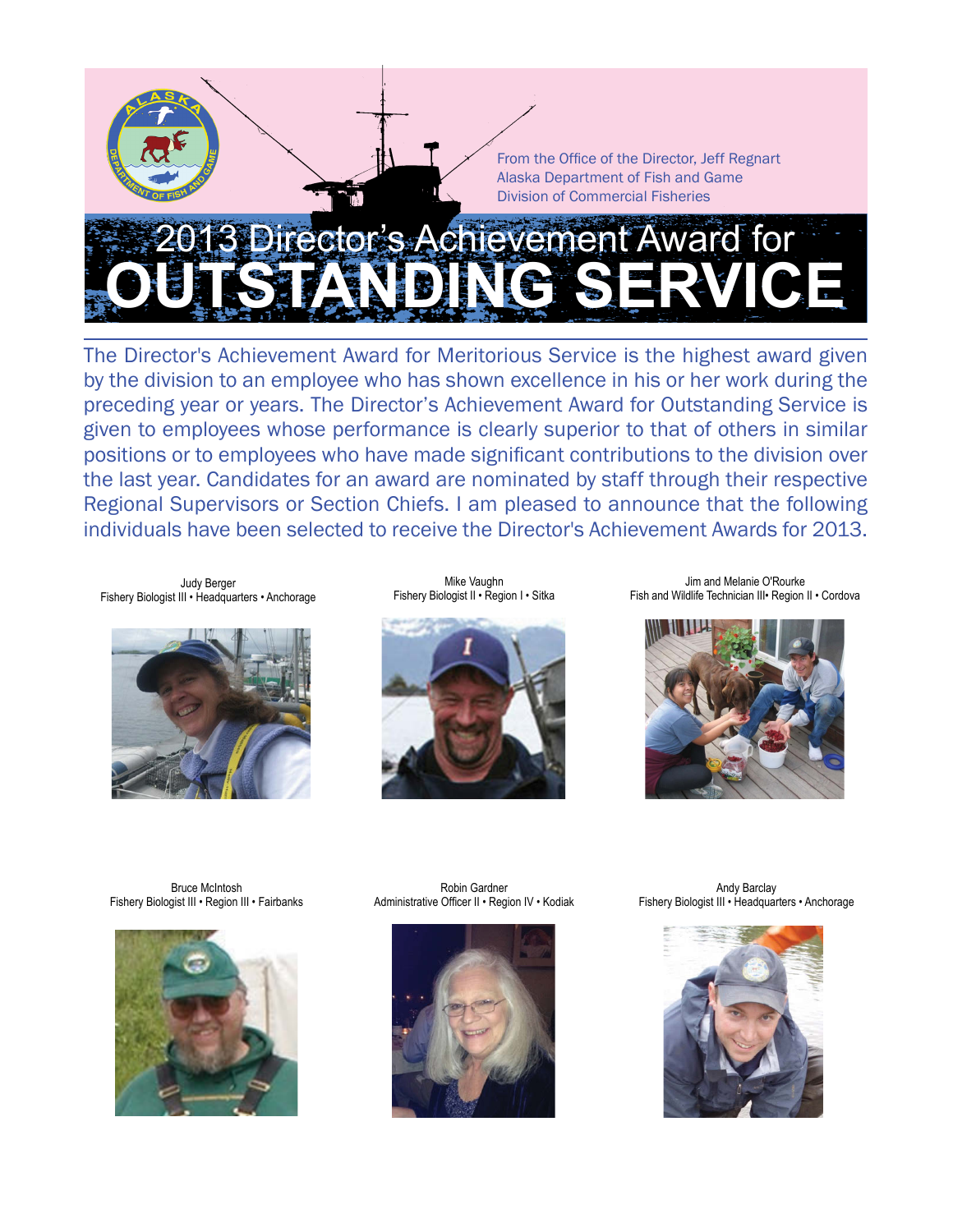From the Office of the Director, Jeff Regnart
Alaska Department of Fish and Game
Division of Commercial Fisheries

# 2013 Director's Achievement Award for OUTSTANDING SERVICE

The Director's Achievement Award for Meritorious Service is the highest award given by the division to an employee who has shown excellence in his or her work during the preceding year or years. The Director's Achievement Award for Outstanding Service is given to employees whose performance is clearly superior to that of others in similar positions or to employees who have made significant contributions to the division over the last year. Candidates for an award are nominated by staff through their respective Regional Supervisors or Section Chiefs. I am pleased to announce that the following individuals have been selected to receive the Director's Achievement Awards for 2013.

Judy Berger
Fishery Biologist III • Headquarters • Anchorage

Mike Vaughn
Fishery Biologist II • Region I • Sitka

Jim and Melanie O'Rourke
Fish and Wildlife Technician III• Region II • Cordova

Bruce McIntosh
Fishery Biologist III • Region III • Fairbanks

Robin Gardner
Administrative Officer II • Region IV • Kodiak

Andy Barclay
Fishery Biologist III • Headquarters • Anchorage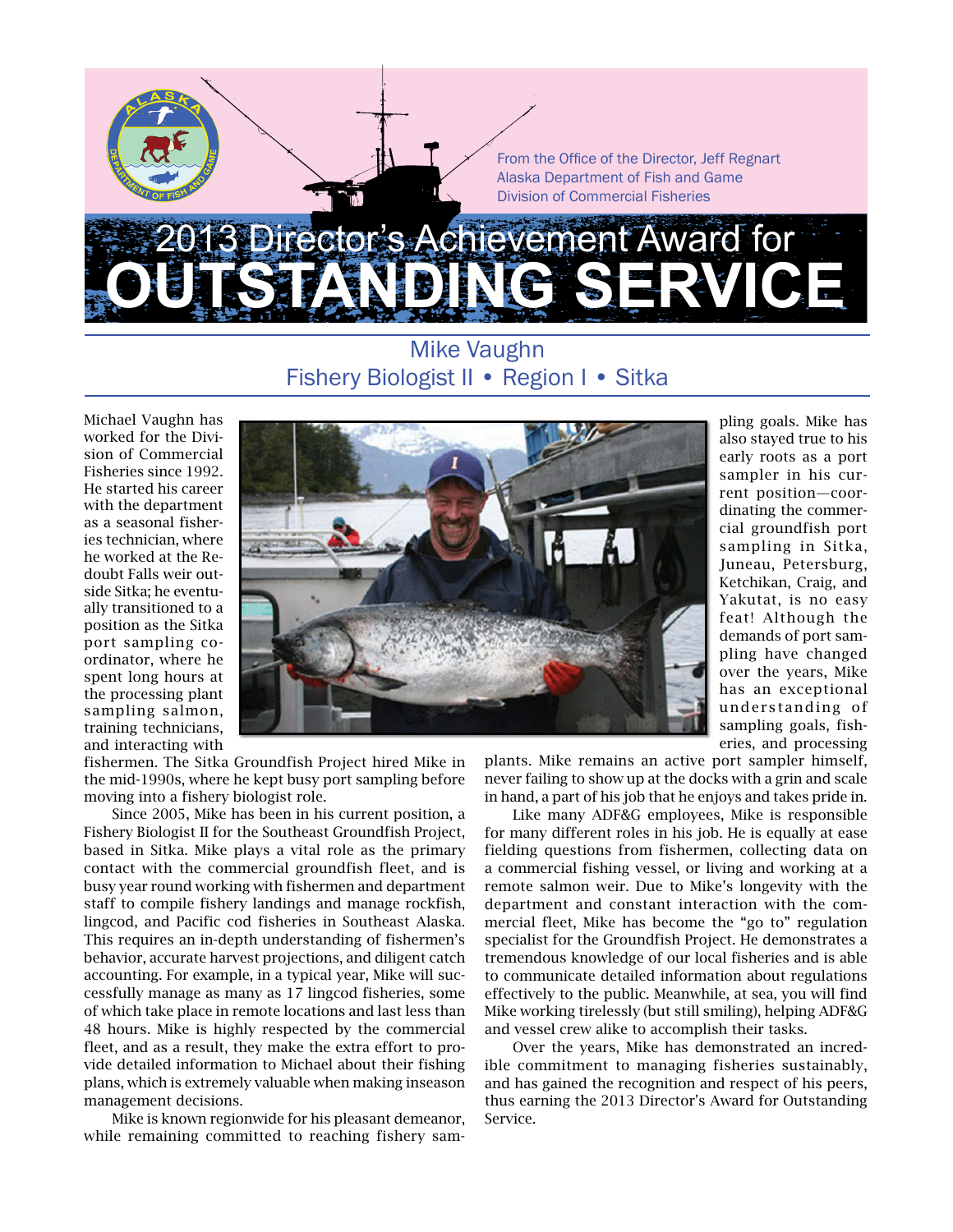From the Office of the Director, Jeff Regnart
Alaska Department of Fish and Game
Division of Commercial Fisheries

# 2013 Director's Achievement Award for OUTSTANDING SERVICE

## Mike Vaughn
### Fishery Biologist II • Region I • Sitka

Michael Vaughn has worked for the Division of Commercial Fisheries since 1992. He started his career with the department as a seasonal fisheries technician, where he worked at the Redoubt Falls weir outside Sitka; he eventually transitioned to a position as the Sitka port sampling coordinator, where he spent long hours at the processing plant sampling salmon, training technicians, and interacting with fishermen. The Sitka Groundfish Project hired Mike in the mid-1990s, where he kept busy port sampling before moving into a fishery biologist role.

Since 2005, Mike has been in his current position, a Fishery Biologist II for the Southeast Groundfish Project, based in Sitka. Mike plays a vital role as the primary contact with the commercial groundfish fleet, and is busy year round working with fishermen and department staff to compile fishery landings and manage rockfish, lingcod, and Pacific cod fisheries in Southeast Alaska. This requires an in-depth understanding of fishermen's behavior, accurate harvest projections, and diligent catch accounting. For example, in a typical year, Mike will successfully manage as many as 17 lingcod fisheries, some of which take place in remote locations and last less than 48 hours. Mike is highly respected by the commercial fleet, and as a result, they make the extra effort to provide detailed information to Michael about their fishing plans, which is extremely valuable when making inseason management decisions.

Mike is known regionwide for his pleasant demeanor, while remaining committed to reaching fishery sampling goals. Mike has also stayed true to his early roots as a port sampler in his current position—coordinating the commercial groundfish port sampling in Sitka, Juneau, Petersburg, Ketchikan, Craig, and Yakutat, is no easy feat! Although the demands of port sampling have changed over the years, Mike has an exceptional understanding of sampling goals, fisheries, and processing plants. Mike remains an active port sampler himself, never failing to show up at the docks with a grin and scale in hand, a part of his job that he enjoys and takes pride in.

Like many ADF&G employees, Mike is responsible for many different roles in his job. He is equally at ease fielding questions from fishermen, collecting data on a commercial fishing vessel, or living and working at a remote salmon weir. Due to Mike's longevity with the department and constant interaction with the commercial fleet, Mike has become the "go to" regulation specialist for the Groundfish Project. He demonstrates a tremendous knowledge of our local fisheries and is able to communicate detailed information about regulations effectively to the public. Meanwhile, at sea, you will find Mike working tirelessly (but still smiling), helping ADF&G and vessel crew alike to accomplish their tasks.

Over the years, Mike has demonstrated an incredible commitment to managing fisheries sustainably, and has gained the recognition and respect of his peers, thus earning the 2013 Director's Award for Outstanding Service.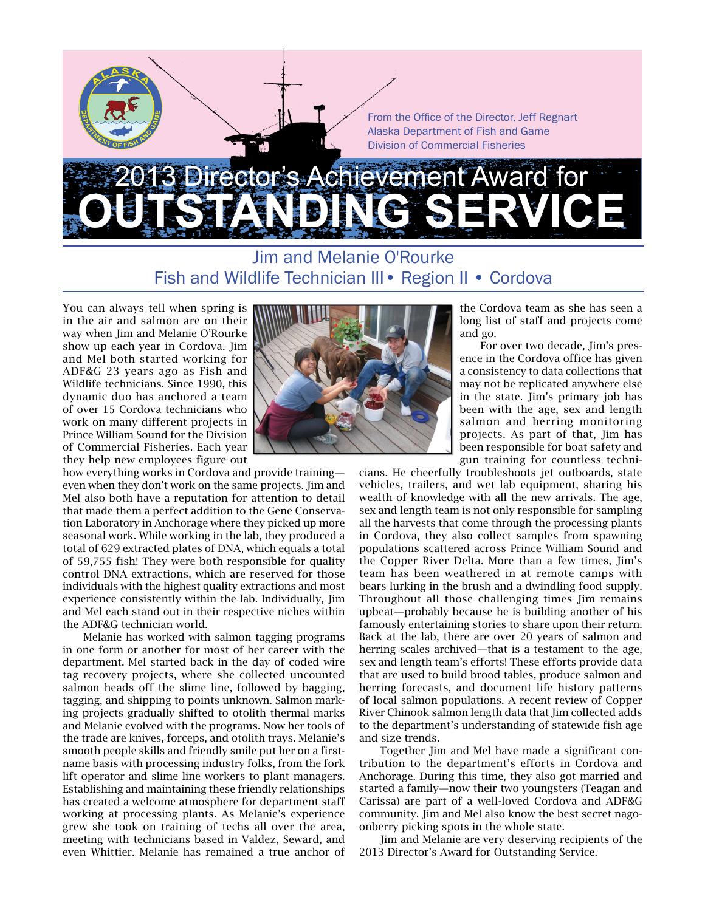From the Office of the Director, Jeff Regnart
Alaska Department of Fish and Game
Division of Commercial Fisheries

# 2013 Director's Achievement Award for OUTSTANDING SERVICE

## Jim and Melanie O'Rourke
## Fish and Wildlife Technician III • Region II • Cordova

You can always tell when spring is in the air and salmon are on their way when Jim and Melanie O'Rourke show up each year in Cordova. Jim and Mel both started working for ADF&G 23 years ago as Fish and Wildlife technicians. Since 1990, this dynamic duo has anchored a team of over 15 Cordova technicians who work on many different projects in Prince William Sound for the Division of Commercial Fisheries. Each year they help new employees figure out how everything works in Cordova and provide training—even when they don't work on the same projects. Jim and Mel also both have a reputation for attention to detail that made them a perfect addition to the Gene Conservation Laboratory in Anchorage where they picked up more seasonal work. While working in the lab, they produced a total of 629 extracted plates of DNA, which equals a total of 59,755 fish! They were both responsible for quality control DNA extractions, which are reserved for those individuals with the highest quality extractions and most experience consistently within the lab. Individually, Jim and Mel each stand out in their respective niches within the ADF&G technician world.

Melanie has worked with salmon tagging programs in one form or another for most of her career with the department. Mel started back in the day of coded wire tag recovery projects, where she collected uncounted salmon heads off the slime line, followed by bagging, tagging, and shipping to points unknown. Salmon marking projects gradually shifted to otolith thermal marks and Melanie evolved with the programs. Now her tools of the trade are knives, forceps, and otolith trays. Melanie's smooth people skills and friendly smile put her on a first-name basis with processing industry folks, from the fork lift operator and slime line workers to plant managers. Establishing and maintaining these friendly relationships has created a welcome atmosphere for department staff working at processing plants. As Melanie's experience grew she took on training of techs all over the area, meeting with technicians based in Valdez, Seward, and even Whittier. Melanie has remained a true anchor of the Cordova team as she has seen a long list of staff and projects come and go.

For over two decade, Jim's presence in the Cordova office has given a consistency to data collections that may not be replicated anywhere else in the state. Jim's primary job has been with the age, sex and length salmon and herring monitoring projects. As part of that, Jim has been responsible for boat safety and gun training for countless technicians. He cheerfully troubleshoots jet outboards, state vehicles, trailers, and wet lab equipment, sharing his wealth of knowledge with all the new arrivals. The age, sex and length team is not only responsible for sampling all the harvests that come through the processing plants in Cordova, they also collect samples from spawning populations scattered across Prince William Sound and the Copper River Delta. More than a few times, Jim's team has been weathered in at remote camps with bears lurking in the brush and a dwindling food supply. Throughout all those challenging times Jim remains upbeat—probably because he is building another of his famously entertaining stories to share upon their return. Back at the lab, there are over 20 years of salmon and herring scales archived—that is a testament to the age, sex and length team's efforts! These efforts provide data that are used to build brood tables, produce salmon and herring forecasts, and document life history patterns of local salmon populations. A recent review of Copper River Chinook salmon length data that Jim collected adds to the department's understanding of statewide fish age and size trends.

Together Jim and Mel have made a significant contribution to the department's efforts in Cordova and Anchorage. During this time, they also got married and started a family—now their two youngsters (Teagan and Carissa) are part of a well-loved Cordova and ADF&G community. Jim and Mel also know the best secret nagoonberry picking spots in the whole state.

Jim and Melanie are very deserving recipients of the 2013 Director's Award for Outstanding Service.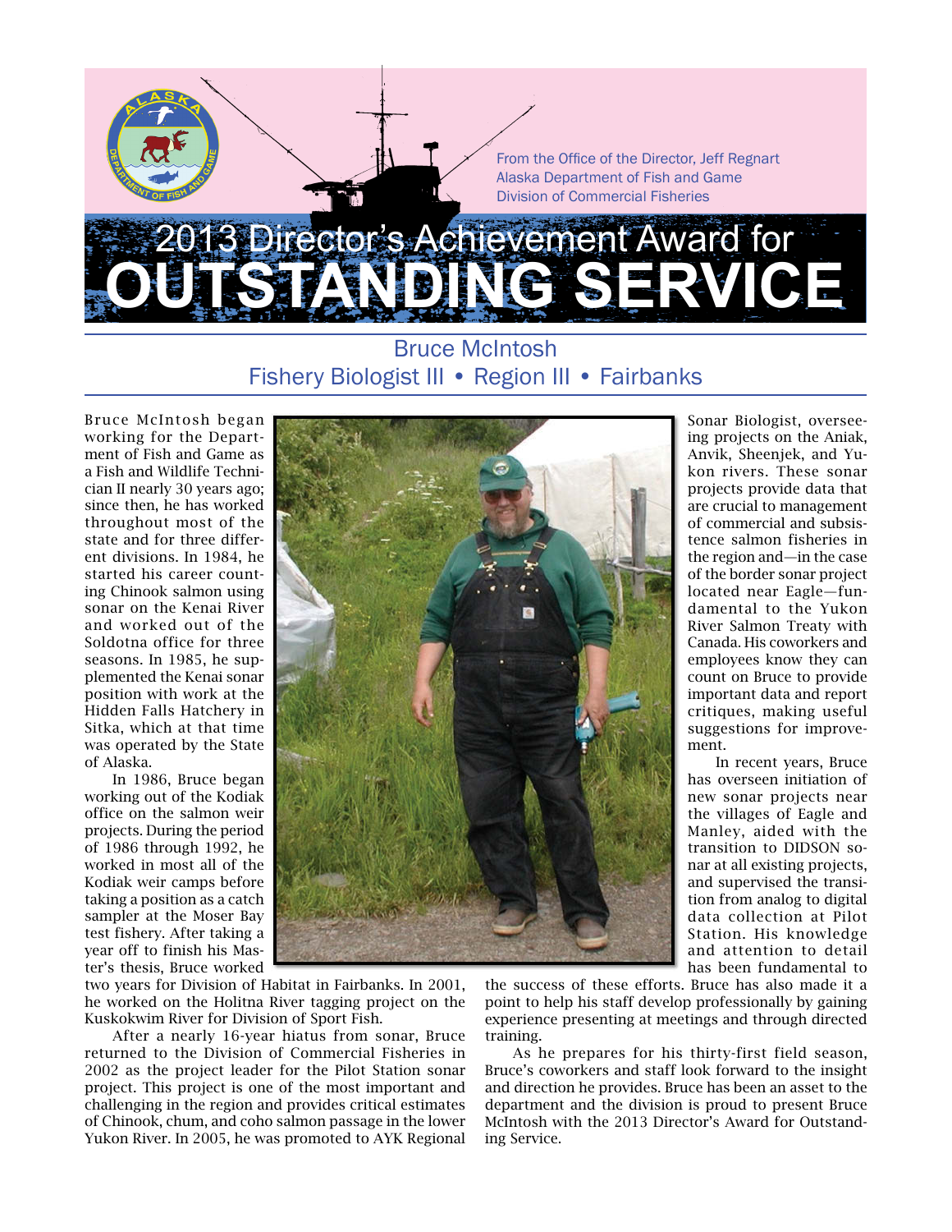From the Office of the Director, Jeff Regnart
Alaska Department of Fish and Game
Division of Commercial Fisheries

# 2013 Director's Achievement Award for OUTSTANDING SERVICE

## Bruce McIntosh
### Fishery Biologist III • Region III • Fairbanks

Bruce McIntosh began working for the Department of Fish and Game as a Fish and Wildlife Technician II nearly 30 years ago; since then, he has worked throughout most of the state and for three different divisions. In 1984, he started his career counting Chinook salmon using sonar on the Kenai River and worked out of the Soldotna office for three seasons. In 1985, he supplemented the Kenai sonar position with work at the Hidden Falls Hatchery in Sitka, which at that time was operated by the State of Alaska.

In 1986, Bruce began working out of the Kodiak office on the salmon weir projects. During the period of 1986 through 1992, he worked in most all of the Kodiak weir camps before taking a position as a catch sampler at the Moser Bay test fishery. After taking a year off to finish his Master's thesis, Bruce worked two years for Division of Habitat in Fairbanks. In 2001, he worked on the Holitna River tagging project on the Kuskokwim River for Division of Sport Fish.

After a nearly 16-year hiatus from sonar, Bruce returned to the Division of Commercial Fisheries in 2002 as the project leader for the Pilot Station sonar project. This project is one of the most important and challenging in the region and provides critical estimates of Chinook, chum, and coho salmon passage in the lower Yukon River. In 2005, he was promoted to AYK Regional Sonar Biologist, overseeing projects on the Aniak, Anvik, Sheenjek, and Yukon rivers. These sonar projects provide data that are crucial to management of commercial and subsistence salmon fisheries in the region and—in the case of the border sonar project located near Eagle—fundamental to the Yukon River Salmon Treaty with Canada. His coworkers and employees know they can count on Bruce to provide important data and report critiques, making useful suggestions for improvement.

In recent years, Bruce has overseen initiation of new sonar projects near the villages of Eagle and Manley, aided with the transition to DIDSON sonar at all existing projects, and supervised the transition from analog to digital data collection at Pilot Station. His knowledge and attention to detail has been fundamental to the success of these efforts. Bruce has also made it a point to help his staff develop professionally by gaining experience presenting at meetings and through directed training.

As he prepares for his thirty-first field season, Bruce's coworkers and staff look forward to the insight and direction he provides. Bruce has been an asset to the department and the division is proud to present Bruce McIntosh with the 2013 Director's Award for Outstanding Service.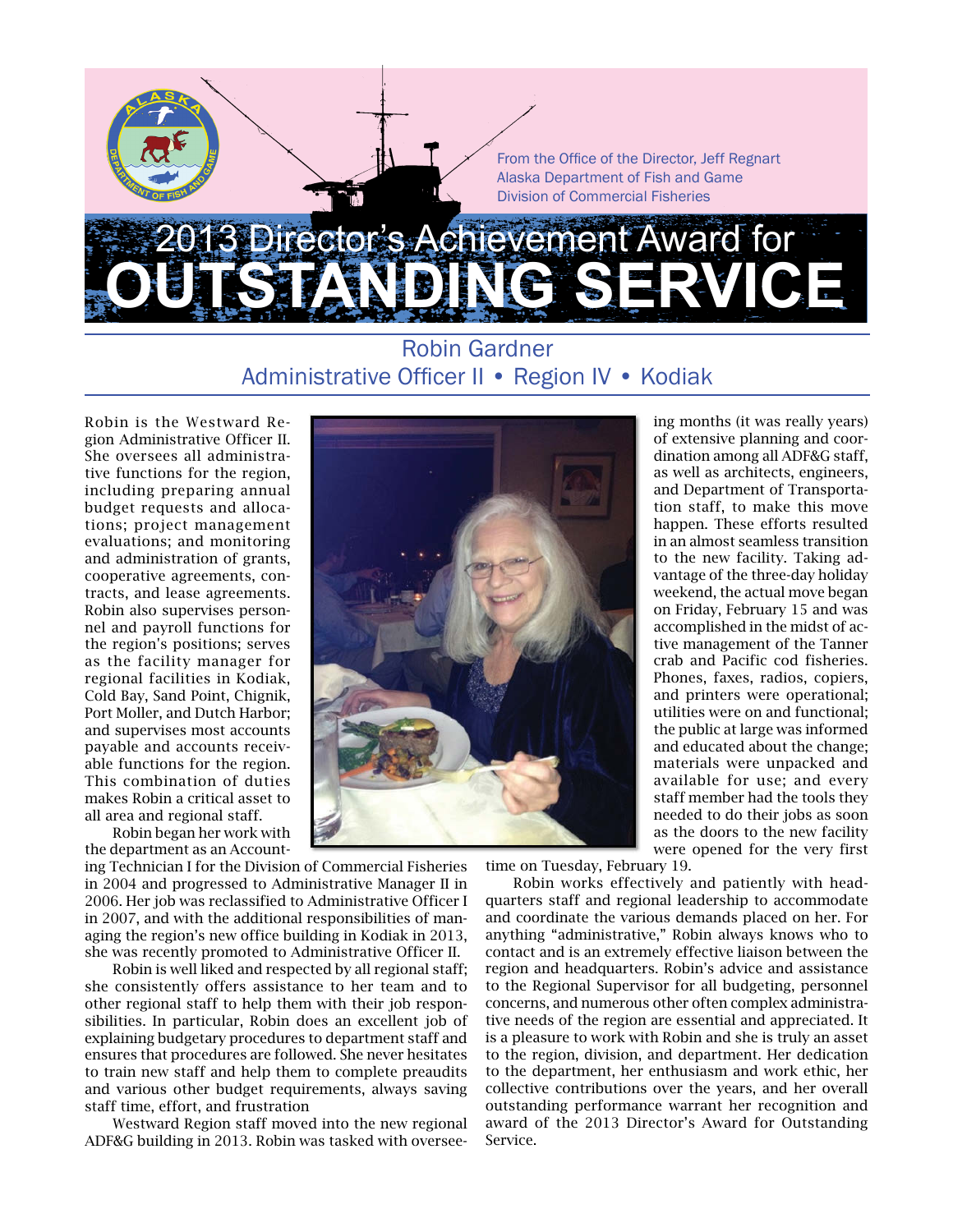From the Office of the Director, Jeff Regnart
Alaska Department of Fish and Game
Division of Commercial Fisheries

# 2013 Director's Achievement Award for OUTSTANDING SERVICE

## Robin Gardner
## Administrative Officer II • Region IV • Kodiak

Robin is the Westward Region Administrative Officer II. She oversees all administrative functions for the region, including preparing annual budget requests and allocations; project management evaluations; and monitoring and administration of grants, cooperative agreements, contracts, and lease agreements. Robin also supervises personnel and payroll functions for the region's positions; serves as the facility manager for regional facilities in Kodiak, Cold Bay, Sand Point, Chignik, Port Moller, and Dutch Harbor; and supervises most accounts payable and accounts receivable functions for the region. This combination of duties makes Robin a critical asset to all area and regional staff.

Robin began her work with the department as an Accounting Technician I for the Division of Commercial Fisheries in 2004 and progressed to Administrative Manager II in 2006. Her job was reclassified to Administrative Officer I in 2007, and with the additional responsibilities of managing the region's new office building in Kodiak in 2013, she was recently promoted to Administrative Officer II.

Robin is well liked and respected by all regional staff; she consistently offers assistance to her team and to other regional staff to help them with their job responsibilities. In particular, Robin does an excellent job of explaining budgetary procedures to department staff and ensures that procedures are followed. She never hesitates to train new staff and help them to complete preaudits and various other budget requirements, always saving staff time, effort, and frustration

Westward Region staff moved into the new regional ADF&G building in 2013. Robin was tasked with overseeing months (it was really years) of extensive planning and coordination among all ADF&G staff, as well as architects, engineers, and Department of Transportation staff, to make this move happen. These efforts resulted in an almost seamless transition to the new facility. Taking advantage of the three-day holiday weekend, the actual move began on Friday, February 15 and was accomplished in the midst of active management of the Tanner crab and Pacific cod fisheries. Phones, faxes, radios, copiers, and printers were operational; utilities were on and functional; the public at large was informed and educated about the change; materials were unpacked and available for use; and every staff member had the tools they needed to do their jobs as soon as the doors to the new facility were opened for the very first time on Tuesday, February 19.

Robin works effectively and patiently with headquarters staff and regional leadership to accommodate and coordinate the various demands placed on her. For anything "administrative," Robin always knows who to contact and is an extremely effective liaison between the region and headquarters. Robin's advice and assistance to the Regional Supervisor for all budgeting, personnel concerns, and numerous other often complex administrative needs of the region are essential and appreciated. It is a pleasure to work with Robin and she is truly an asset to the region, division, and department. Her dedication to the department, her enthusiasm and work ethic, her collective contributions over the years, and her overall outstanding performance warrant her recognition and award of the 2013 Director's Award for Outstanding Service.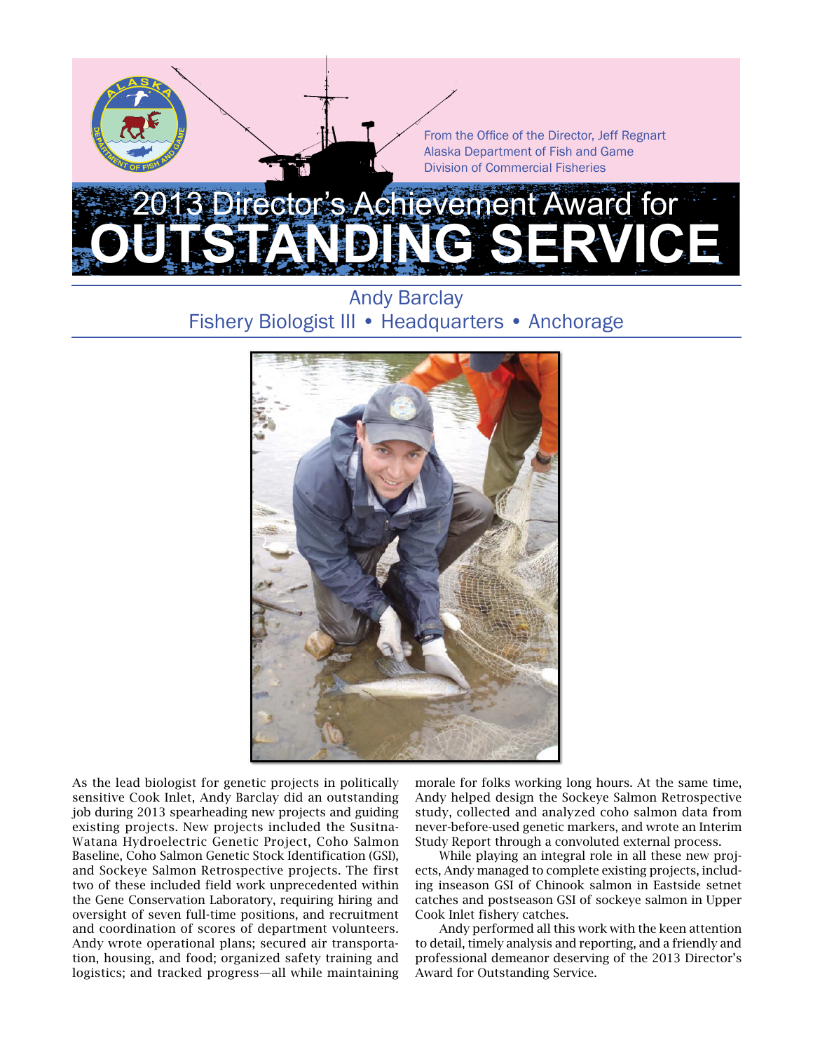From the Office of the Director, Jeff Regnart
Alaska Department of Fish and Game
Division of Commercial Fisheries

# 2013 Director's Achievement Award for OUTSTANDING SERVICE

## Andy Barclay
### Fishery Biologist III • Headquarters • Anchorage

As the lead biologist for genetic projects in politically sensitive Cook Inlet, Andy Barclay did an outstanding job during 2013 spearheading new projects and guiding existing projects. New projects included the Susitna-Watana Hydroelectric Genetic Project, Coho Salmon Baseline, Coho Salmon Genetic Stock Identification (GSI), and Sockeye Salmon Retrospective projects. The first two of these included field work unprecedented within the Gene Conservation Laboratory, requiring hiring and oversight of seven full-time positions, and recruitment and coordination of scores of department volunteers. Andy wrote operational plans; secured air transportation, housing, and food; organized safety training and logistics; and tracked progress—all while maintaining morale for folks working long hours. At the same time, Andy helped design the Sockeye Salmon Retrospective study, collected and analyzed coho salmon data from never-before-used genetic markers, and wrote an Interim Study Report through a convoluted external process.

While playing an integral role in all these new projects, Andy managed to complete existing projects, including inseason GSI of Chinook salmon in Eastside setnet catches and postseason GSI of sockeye salmon in Upper Cook Inlet fishery catches.

Andy performed all this work with the keen attention to detail, timely analysis and reporting, and a friendly and professional demeanor deserving of the 2013 Director's Award for Outstanding Service.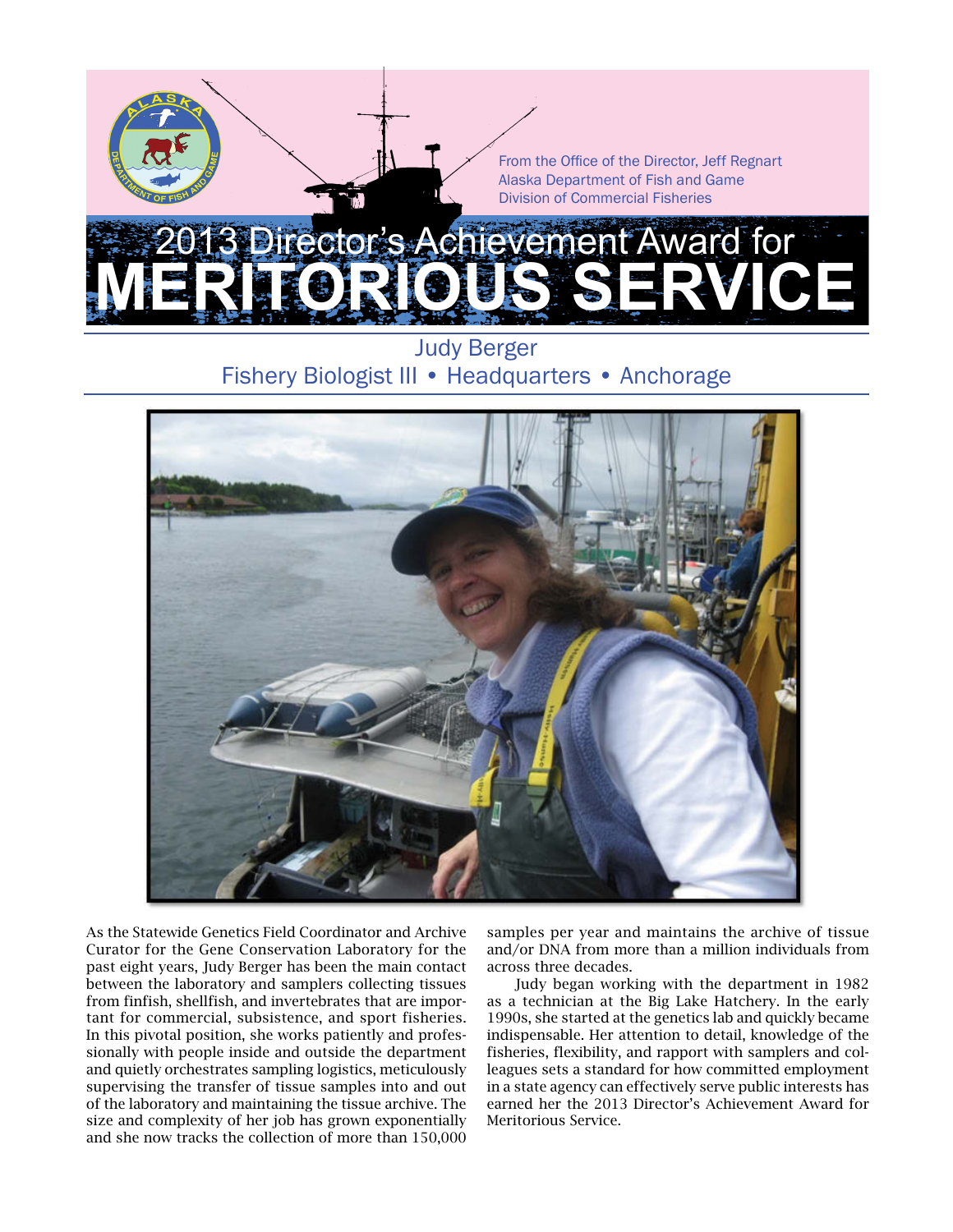From the Office of the Director, Jeff Regnart
Alaska Department of Fish and Game
Division of Commercial Fisheries

# 2013 Director's Achievement Award for MERITORIOUS SERVICE

## Judy Berger
### Fishery Biologist III • Headquarters • Anchorage

As the Statewide Genetics Field Coordinator and Archive Curator for the Gene Conservation Laboratory for the past eight years, Judy Berger has been the main contact between the laboratory and samplers collecting tissues from finfish, shellfish, and invertebrates that are important for commercial, subsistence, and sport fisheries. In this pivotal position, she works patiently and professionally with people inside and outside the department and quietly orchestrates sampling logistics, meticulously supervising the transfer of tissue samples into and out of the laboratory and maintaining the tissue archive. The size and complexity of her job has grown exponentially and she now tracks the collection of more than 150,000 samples per year and maintains the archive of tissue and/or DNA from more than a million individuals from across three decades.

Judy began working with the department in 1982 as a technician at the Big Lake Hatchery. In the early 1990s, she started at the genetics lab and quickly became indispensable. Her attention to detail, knowledge of the fisheries, flexibility, and rapport with samplers and colleagues sets a standard for how committed employment in a state agency can effectively serve public interests has earned her the 2013 Director's Achievement Award for Meritorious Service.